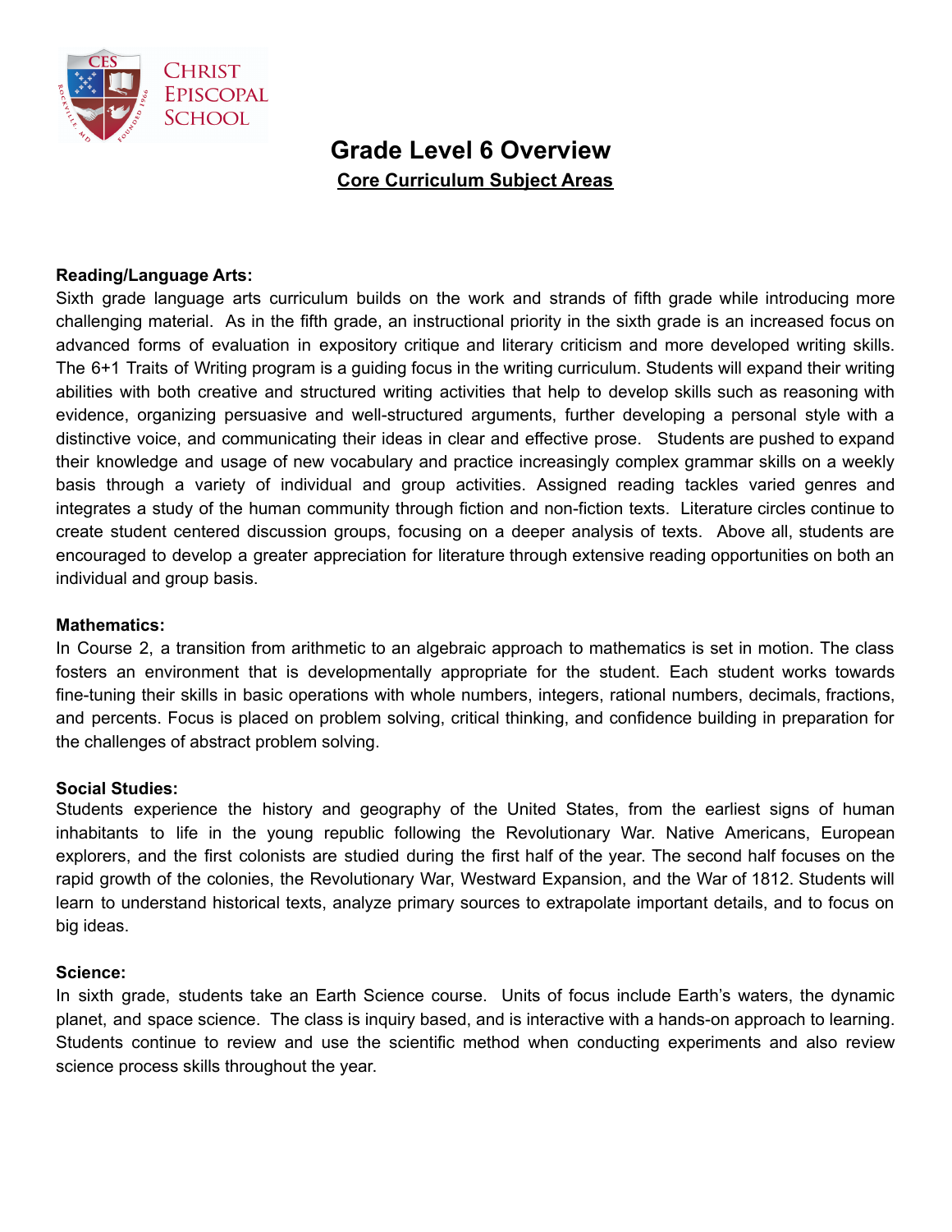Christ Episcopal School

# Grade Level 6 Overview

## Core Curriculum Subject Areas

**Reading/Language Arts:**
Sixth grade language arts curriculum builds on the work and strands of fifth grade while introducing more challenging material. As in the fifth grade, an instructional priority in the sixth grade is an increased focus on advanced forms of evaluation in expository critique and literary criticism and more developed writing skills. The 6+1 Traits of Writing program is a guiding focus in the writing curriculum. Students will expand their writing abilities with both creative and structured writing activities that help to develop skills such as reasoning with evidence, organizing persuasive and well-structured arguments, further developing a personal style with a distinctive voice, and communicating their ideas in clear and effective prose. Students are pushed to expand their knowledge and usage of new vocabulary and practice increasingly complex grammar skills on a weekly basis through a variety of individual and group activities. Assigned reading tackles varied genres and integrates a study of the human community through fiction and non-fiction texts. Literature circles continue to create student centered discussion groups, focusing on a deeper analysis of texts. Above all, students are encouraged to develop a greater appreciation for literature through extensive reading opportunities on both an individual and group basis.

**Mathematics:**
In Course 2, a transition from arithmetic to an algebraic approach to mathematics is set in motion. The class fosters an environment that is developmentally appropriate for the student. Each student works towards fine-tuning their skills in basic operations with whole numbers, integers, rational numbers, decimals, fractions, and percents. Focus is placed on problem solving, critical thinking, and confidence building in preparation for the challenges of abstract problem solving.

**Social Studies:**
Students experience the history and geography of the United States, from the earliest signs of human inhabitants to life in the young republic following the Revolutionary War. Native Americans, European explorers, and the first colonists are studied during the first half of the year. The second half focuses on the rapid growth of the colonies, the Revolutionary War, Westward Expansion, and the War of 1812. Students will learn to understand historical texts, analyze primary sources to extrapolate important details, and to focus on big ideas.

**Science:**
In sixth grade, students take an Earth Science course. Units of focus include Earth's waters, the dynamic planet, and space science. The class is inquiry based, and is interactive with a hands-on approach to learning. Students continue to review and use the scientific method when conducting experiments and also review science process skills throughout the year.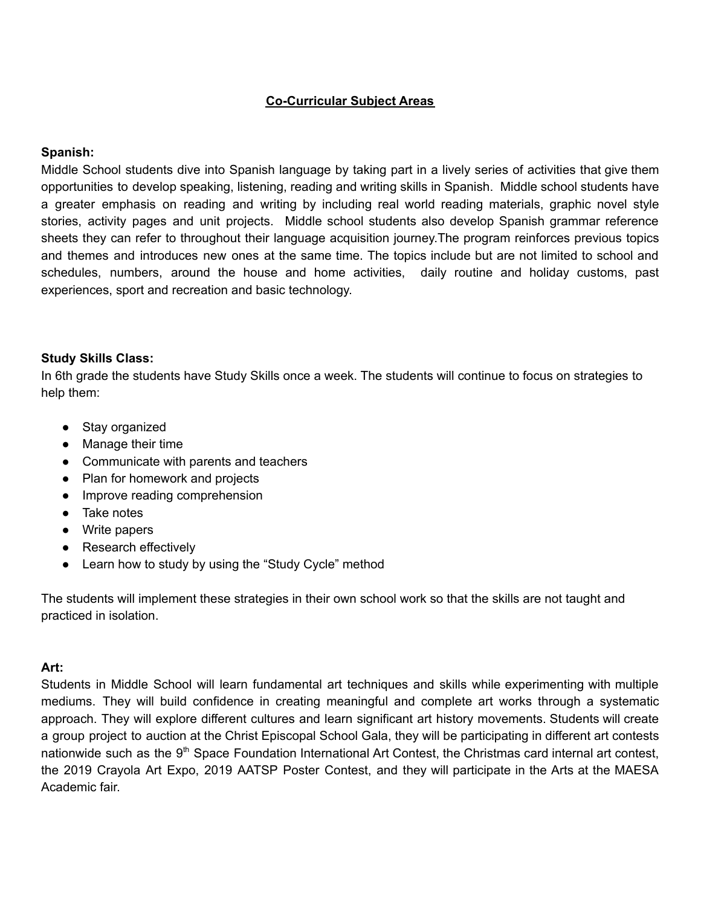## Co-Curricular Subject Areas

**Spanish:**
Middle School students dive into Spanish language by taking part in a lively series of activities that give them opportunities to develop speaking, listening, reading and writing skills in Spanish. Middle school students have a greater emphasis on reading and writing by including real world reading materials, graphic novel style stories, activity pages and unit projects. Middle school students also develop Spanish grammar reference sheets they can refer to throughout their language acquisition journey.The program reinforces previous topics and themes and introduces new ones at the same time. The topics include but are not limited to school and schedules, numbers, around the house and home activities, daily routine and holiday customs, past experiences, sport and recreation and basic technology.

**Study Skills Class:**
In 6th grade the students have Study Skills once a week. The students will continue to focus on strategies to help them:

- Stay organized
- Manage their time
- Communicate with parents and teachers
- Plan for homework and projects
- Improve reading comprehension
- Take notes
- Write papers
- Research effectively
- Learn how to study by using the "Study Cycle" method

The students will implement these strategies in their own school work so that the skills are not taught and practiced in isolation.

**Art:**
Students in Middle School will learn fundamental art techniques and skills while experimenting with multiple mediums. They will build confidence in creating meaningful and complete art works through a systematic approach. They will explore different cultures and learn significant art history movements. Students will create a group project to auction at the Christ Episcopal School Gala, they will be participating in different art contests nationwide such as the 9th Space Foundation International Art Contest, the Christmas card internal art contest, the 2019 Crayola Art Expo, 2019 AATSP Poster Contest, and they will participate in the Arts at the MAESA Academic fair.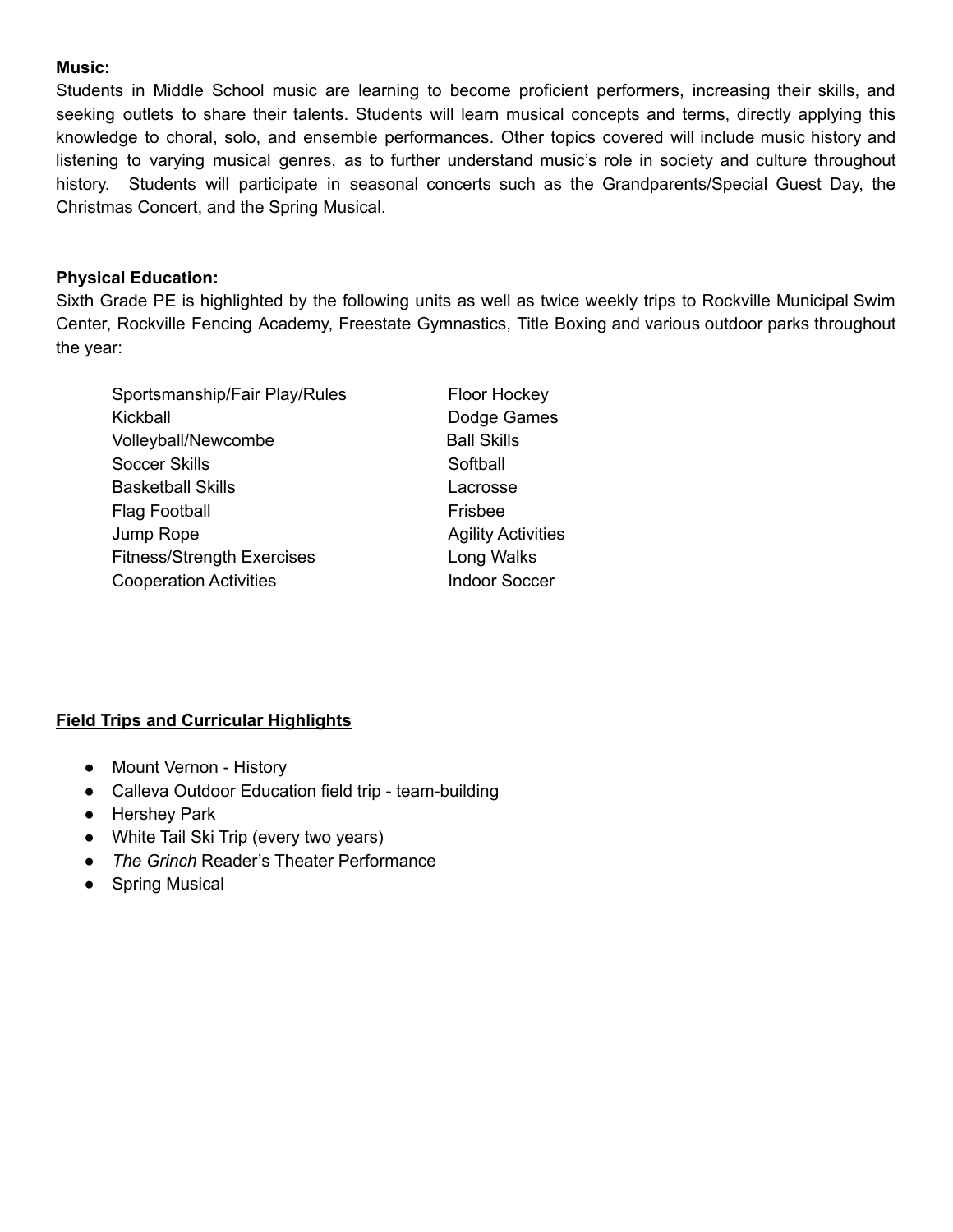**Music:**

Students in Middle School music are learning to become proficient performers, increasing their skills, and seeking outlets to share their talents. Students will learn musical concepts and terms, directly applying this knowledge to choral, solo, and ensemble performances. Other topics covered will include music history and listening to varying musical genres, as to further understand music's role in society and culture throughout history. Students will participate in seasonal concerts such as the Grandparents/Special Guest Day, the Christmas Concert, and the Spring Musical.

**Physical Education:**

Sixth Grade PE is highlighted by the following units as well as twice weekly trips to Rockville Municipal Swim Center, Rockville Fencing Academy, Freestate Gymnastics, Title Boxing and various outdoor parks throughout the year:

- Sportsmanship/Fair Play/Rules
- Kickball
- Volleyball/Newcombe
- Soccer Skills
- Basketball Skills
- Flag Football
- Jump Rope
- Fitness/Strength Exercises
- Cooperation Activities
- Floor Hockey
- Dodge Games
- Ball Skills
- Softball
- Lacrosse
- Frisbee
- Agility Activities
- Long Walks
- Indoor Soccer

**Field Trips and Curricular Highlights**

- Mount Vernon - History
- Calleva Outdoor Education field trip - team-building
- Hershey Park
- White Tail Ski Trip (every two years)
- *The Grinch* Reader's Theater Performance
- Spring Musical